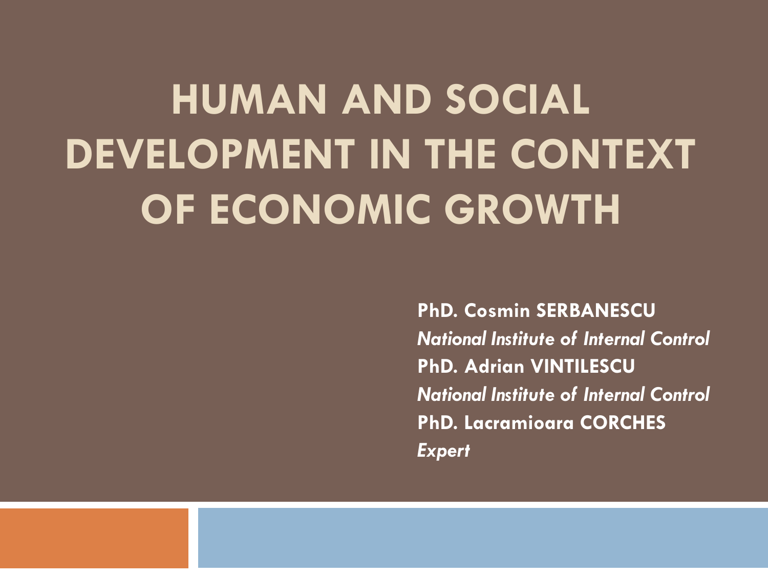# HUMAN AND SOCIAL DEVELOPMENT IN THE CONTEXT OF ECONOMIC GROWTH

**PhD. Cosmin SERBANESCU**
*National Institute of Internal Control*
**PhD. Adrian VINTILESCU**
*National Institute of Internal Control*
**PhD. Lacramioara CORCHES**
*Expert*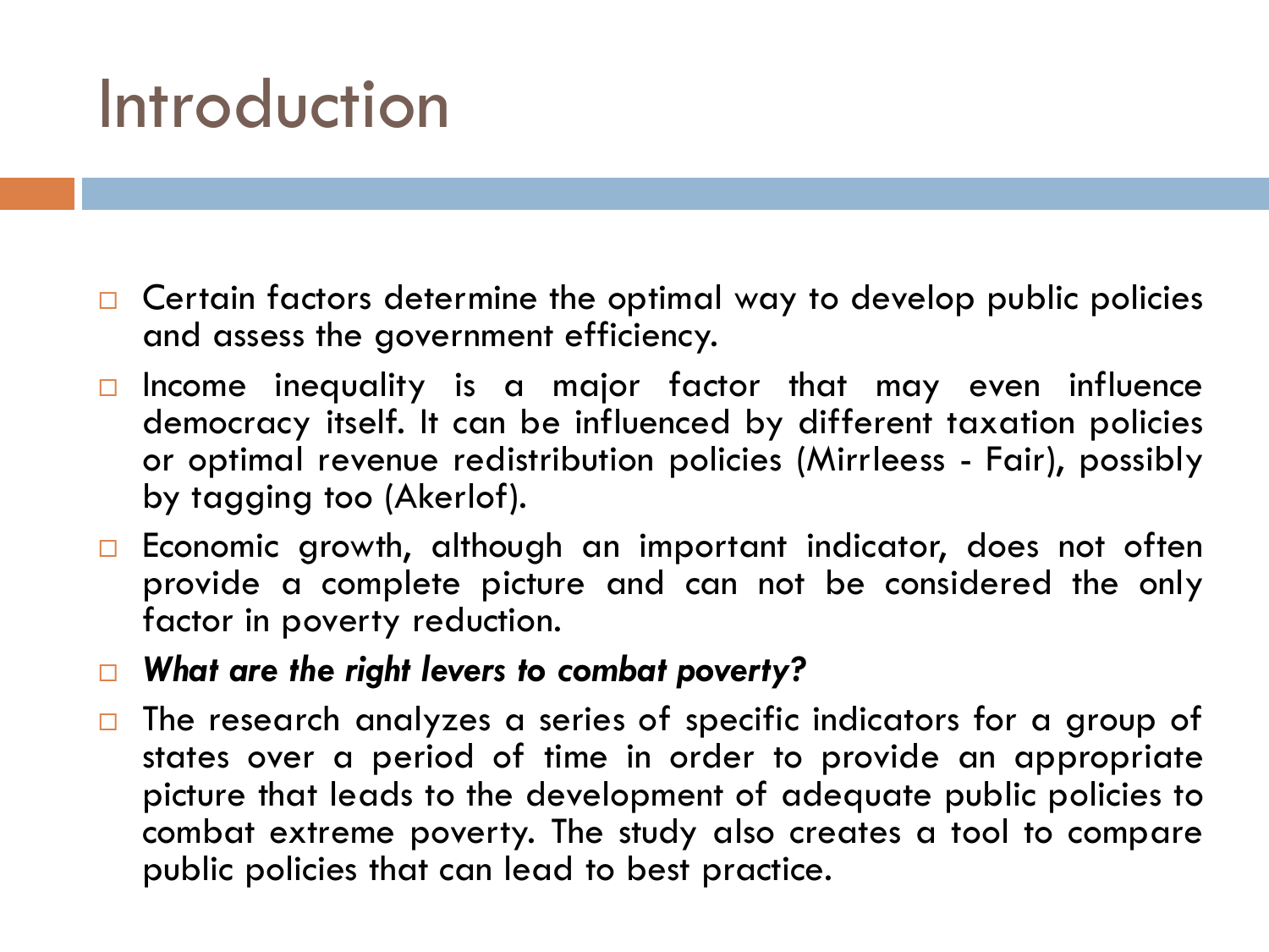# Introduction

- Certain factors determine the optimal way to develop public policies and assess the government efficiency.
- Income inequality is a major factor that may even influence democracy itself. It can be influenced by different taxation policies or optimal revenue redistribution policies (Mirrleess - Fair), possibly by tagging too (Akerlof).
- Economic growth, although an important indicator, does not often provide a complete picture and can not be considered the only factor in poverty reduction.
- ***What are the right levers to combat poverty?***
- The research analyzes a series of specific indicators for a group of states over a period of time in order to provide an appropriate picture that leads to the development of adequate public policies to combat extreme poverty. The study also creates a tool to compare public policies that can lead to best practice.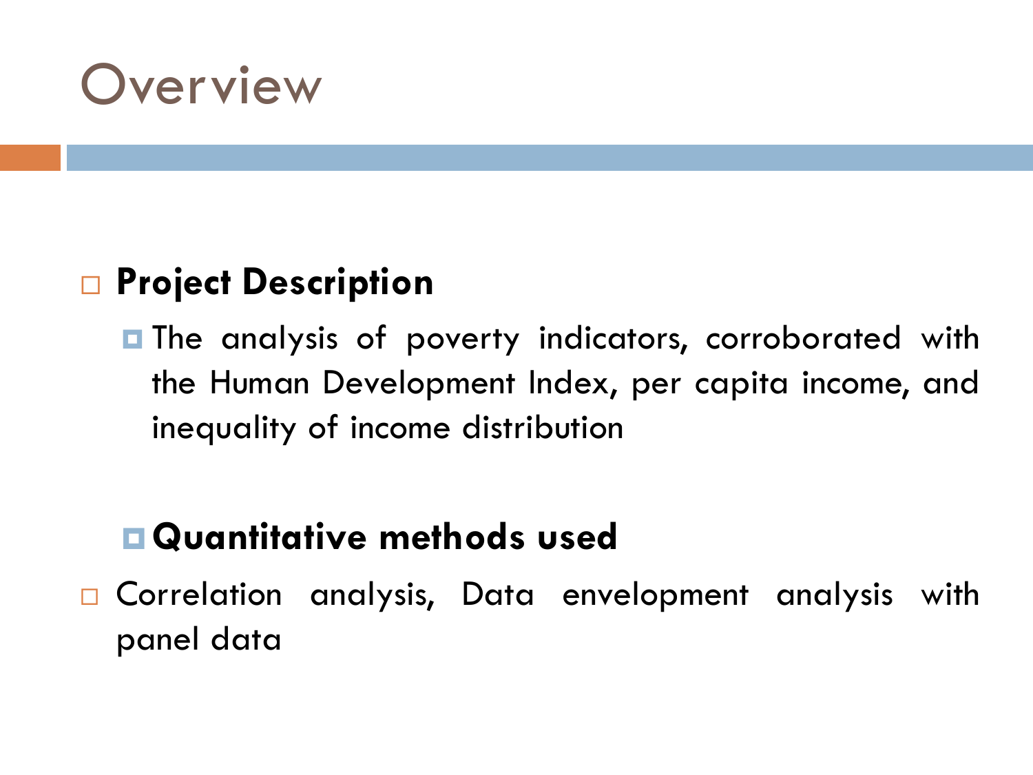# Overview

- **Project Description**
  - The analysis of poverty indicators, corroborated with the Human Development Index, per capita income, and inequality of income distribution

  - **Quantitative methods used**
- Correlation analysis, Data envelopment analysis with panel data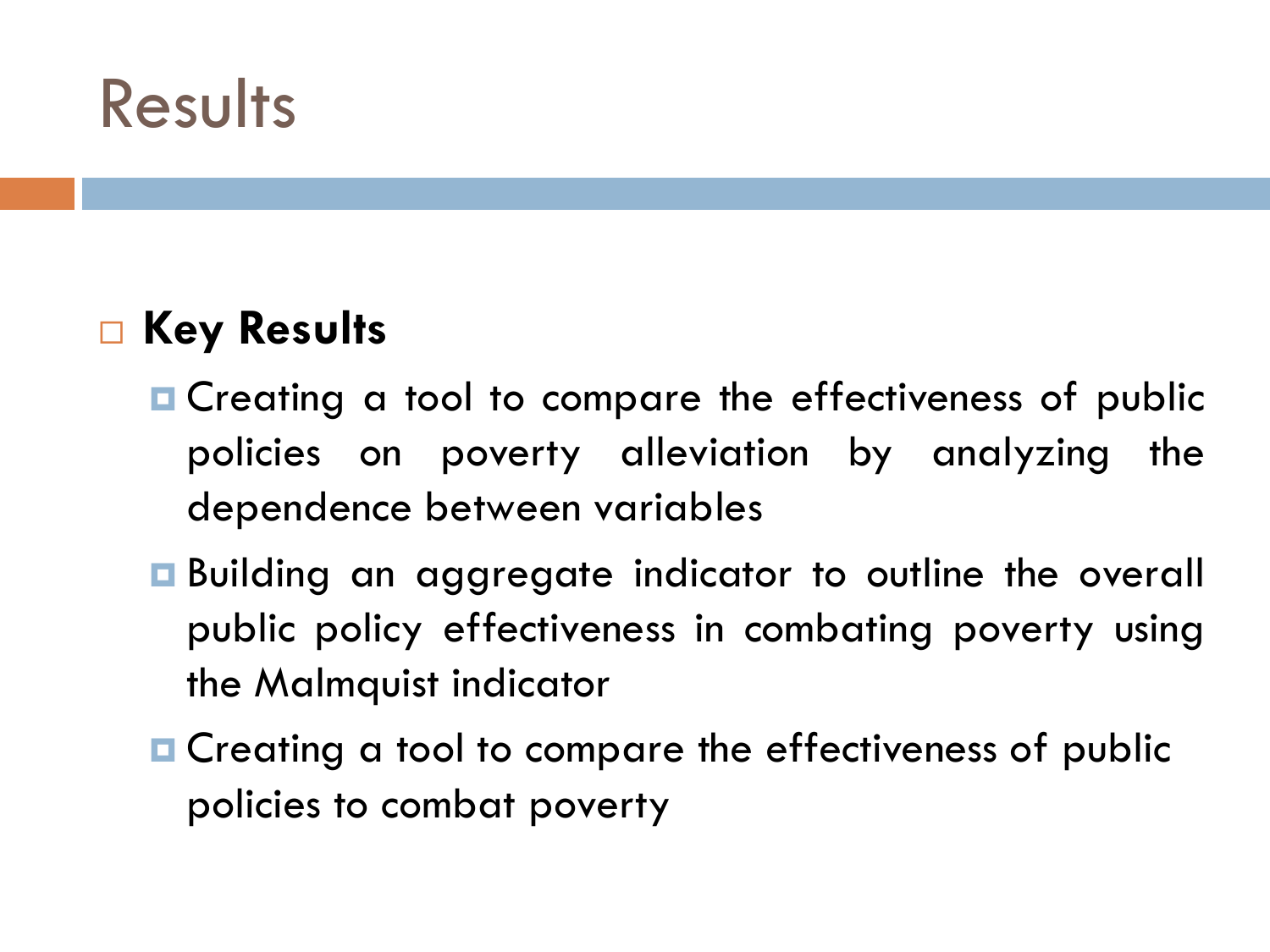# Results

- **Key Results**
  - Creating a tool to compare the effectiveness of public policies on poverty alleviation by analyzing the dependence between variables
  - Building an aggregate indicator to outline the overall public policy effectiveness in combating poverty using the Malmquist indicator
  - Creating a tool to compare the effectiveness of public policies to combat poverty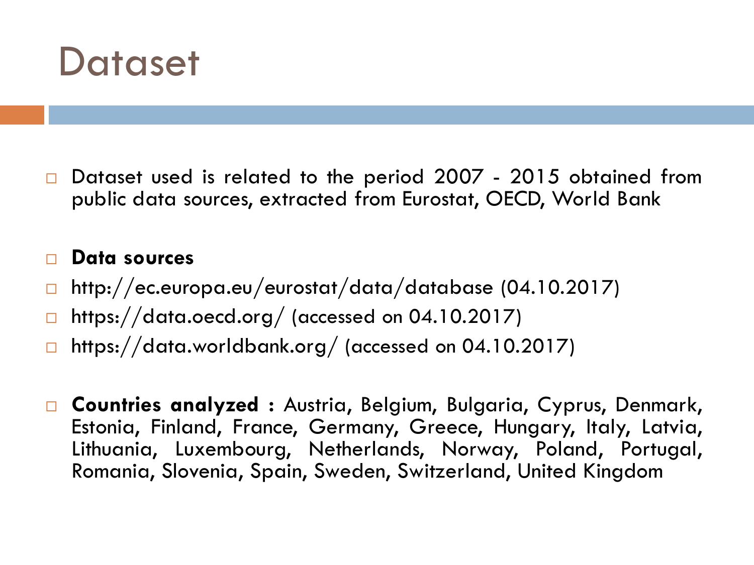# Dataset

- Dataset used is related to the period 2007 - 2015 obtained from public data sources, extracted from Eurostat, OECD, World Bank

- **Data sources**
- http://ec.europa.eu/eurostat/data/database (04.10.2017)
- https://data.oecd.org/ (accessed on 04.10.2017)
- https://data.worldbank.org/ (accessed on 04.10.2017)

- **Countries analyzed :** Austria, Belgium, Bulgaria, Cyprus, Denmark, Estonia, Finland, France, Germany, Greece, Hungary, Italy, Latvia, Lithuania, Luxembourg, Netherlands, Norway, Poland, Portugal, Romania, Slovenia, Spain, Sweden, Switzerland, United Kingdom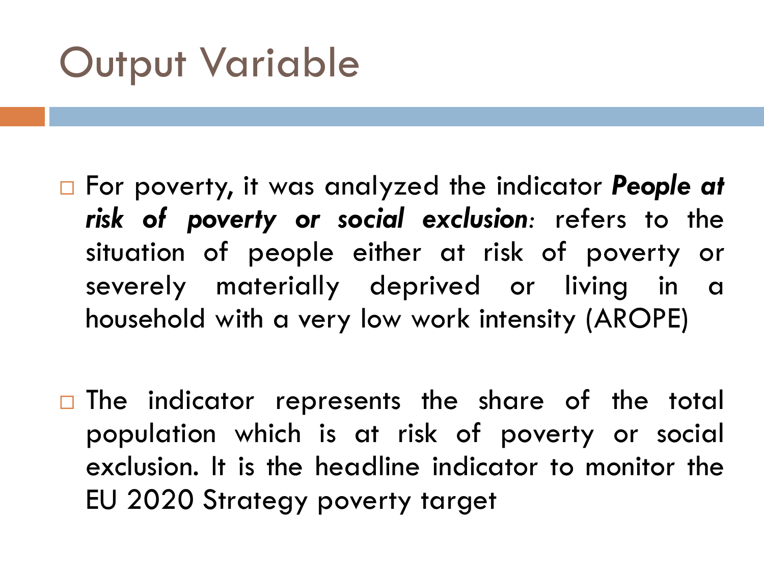# Output Variable

- For poverty, it was analyzed the indicator ***People at risk of poverty or social exclusion***: refers to the situation of people either at risk of poverty or severely materially deprived or living in a household with a very low work intensity (AROPE)

- The indicator represents the share of the total population which is at risk of poverty or social exclusion. It is the headline indicator to monitor the EU 2020 Strategy poverty target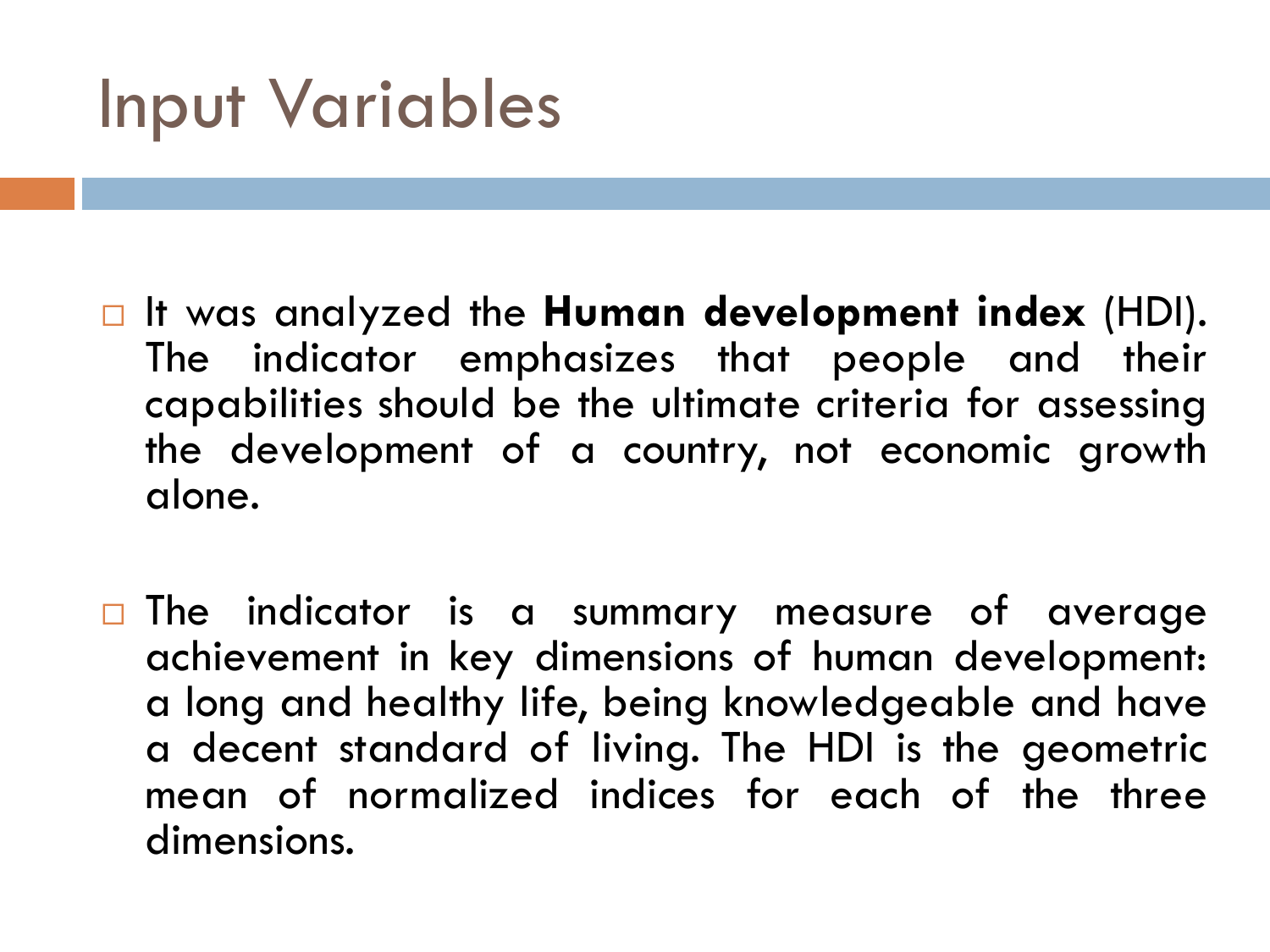# Input Variables

- It was analyzed the **Human development index** (HDI). The indicator emphasizes that people and their capabilities should be the ultimate criteria for assessing the development of a country, not economic growth alone.

- The indicator is a summary measure of average achievement in key dimensions of human development: a long and healthy life, being knowledgeable and have a decent standard of living. The HDI is the geometric mean of normalized indices for each of the three dimensions.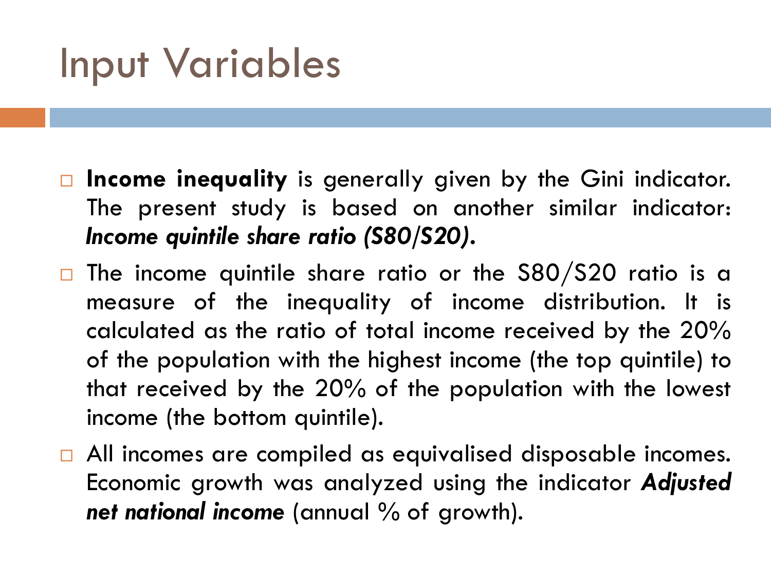# Input Variables

- **Income inequality** is generally given by the Gini indicator. The present study is based on another similar indicator: ***Income quintile share ratio (S80/S20).***
- The income quintile share ratio or the S80/S20 ratio is a measure of the inequality of income distribution. It is calculated as the ratio of total income received by the 20% of the population with the highest income (the top quintile) to that received by the 20% of the population with the lowest income (the bottom quintile).
- All incomes are compiled as equivalised disposable incomes. Economic growth was analyzed using the indicator ***Adjusted net national income*** (annual % of growth).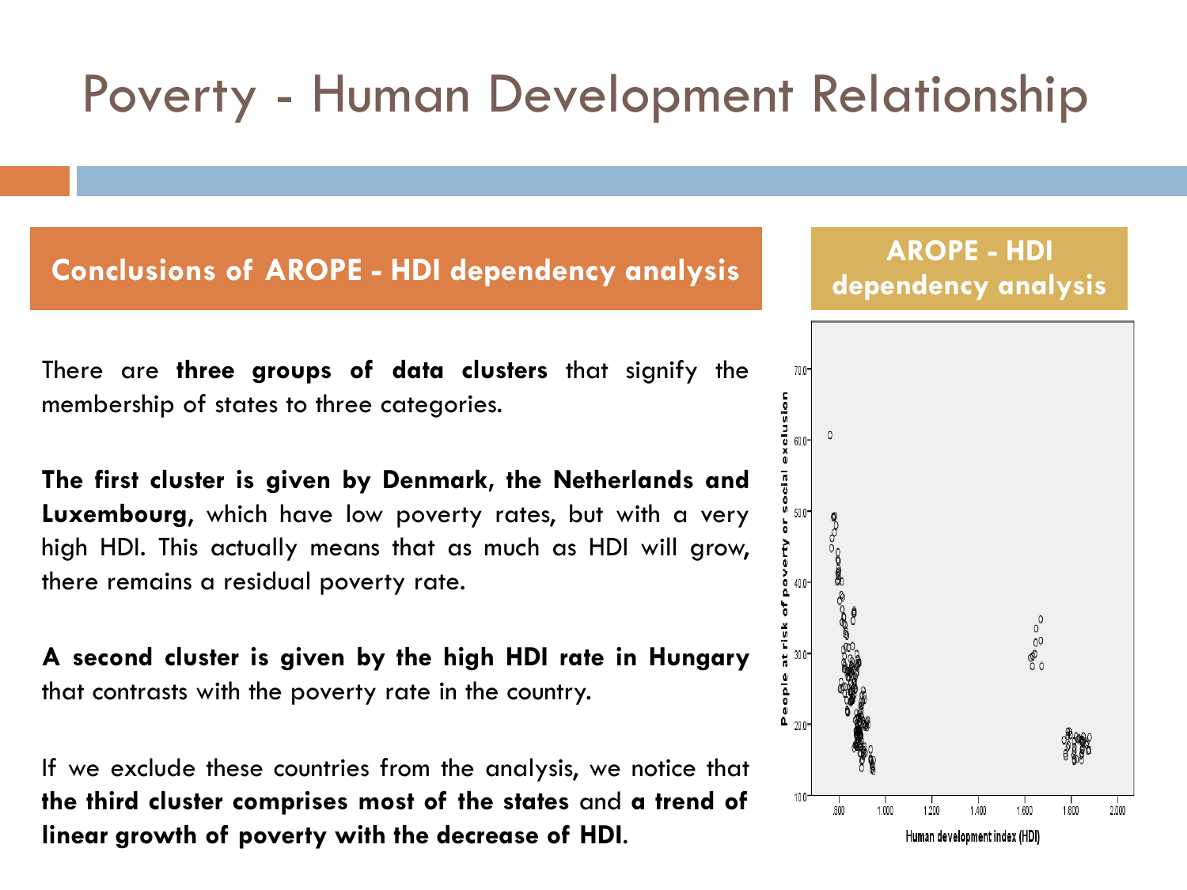# Poverty - Human Development Relationship

## Conclusions of AROPE - HDI dependency analysis

There are **three groups of data clusters** that signify the membership of states to three categories.

**The first cluster is given by Denmark, the Netherlands and Luxembourg,** which have low poverty rates, but with a very high HDI. This actually means that as much as HDI will grow, there remains a residual poverty rate.

**A second cluster is given by the high HDI rate in Hungary** that contrasts with the poverty rate in the country.

If we exclude these countries from the analysis, we notice that **the third cluster comprises most of the states** and **a trend of linear growth of poverty with the decrease of HDI**.

## AROPE - HDI dependency analysis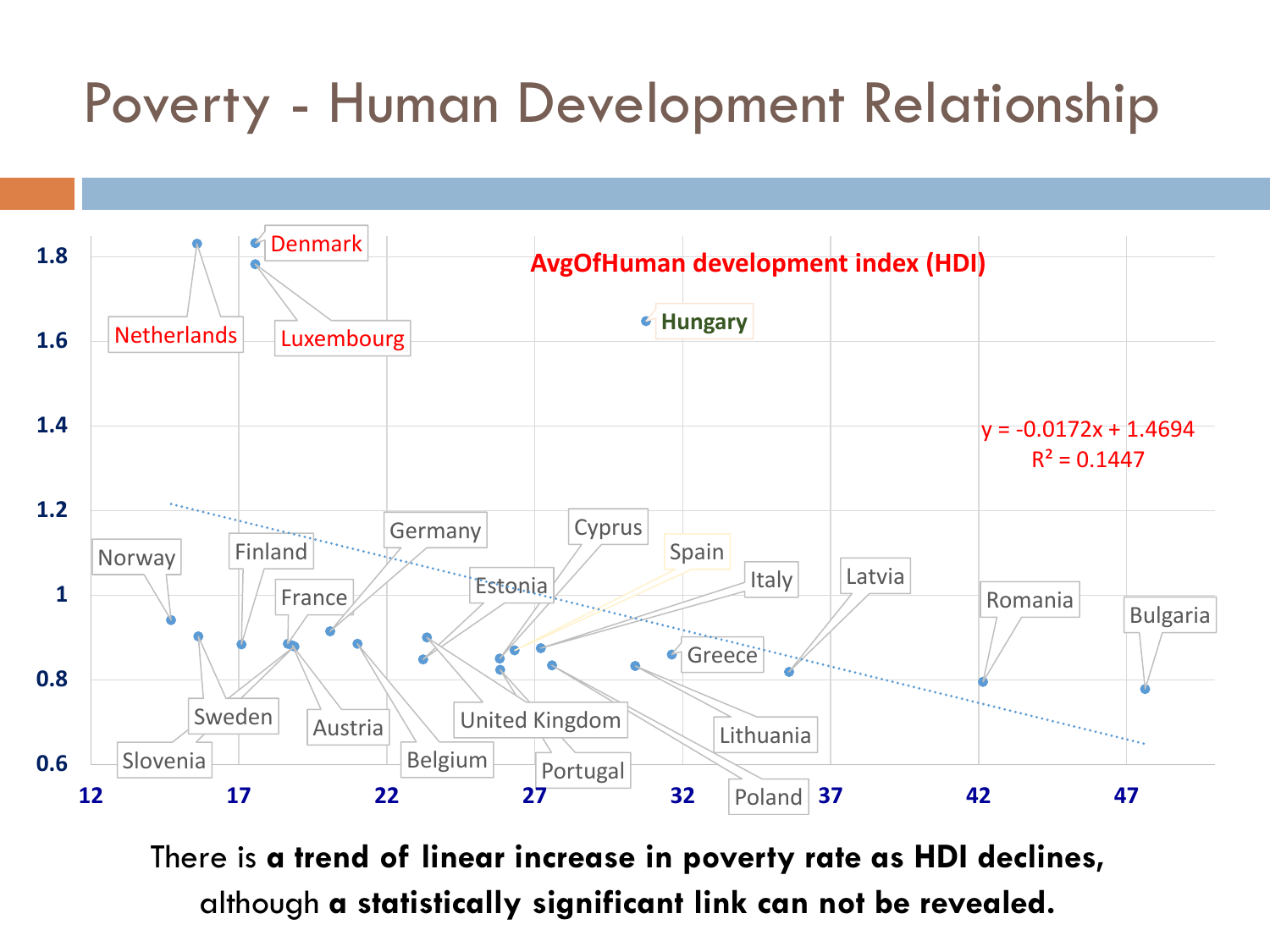# Poverty - Human Development Relationship

AvgOfHuman development index (HDI)

$y = -0.0172x + 1.4694$
$R^2 = 0.1447$

Netherlands, Denmark, Luxembourg, Hungary, Norway, Finland, France, Germany, Estonia, Cyprus, Spain, Italy, Latvia, Romania, Bulgaria, Greece, Sweden, Slovenia, Austria, Belgium, United Kingdom, Portugal, Lithuania, Poland

There is **a trend of linear increase in poverty rate as HDI declines,** although **a statistically significant link can not be revealed.**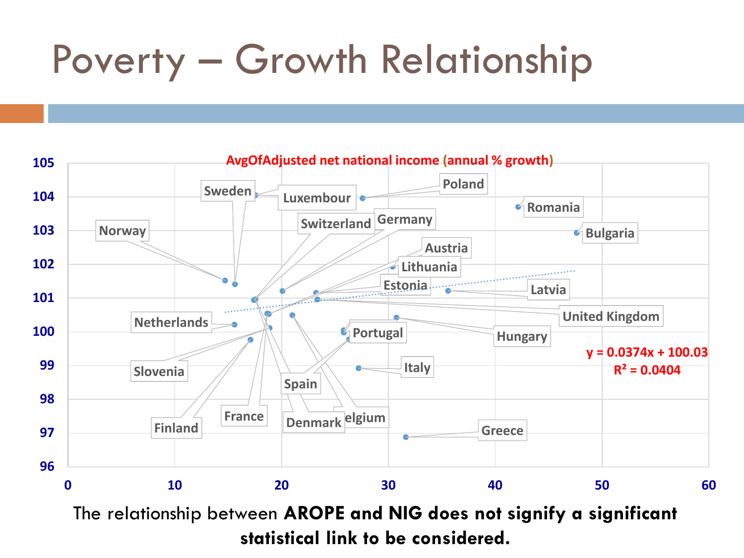# Poverty – Growth Relationship

AvgOfAdjusted net national income (annual % growth)

$y = 0.0374x + 100.03$

$R^2 = 0.0404$

The relationship between **AROPE and NIG does not signify a significant statistical link to be considered.**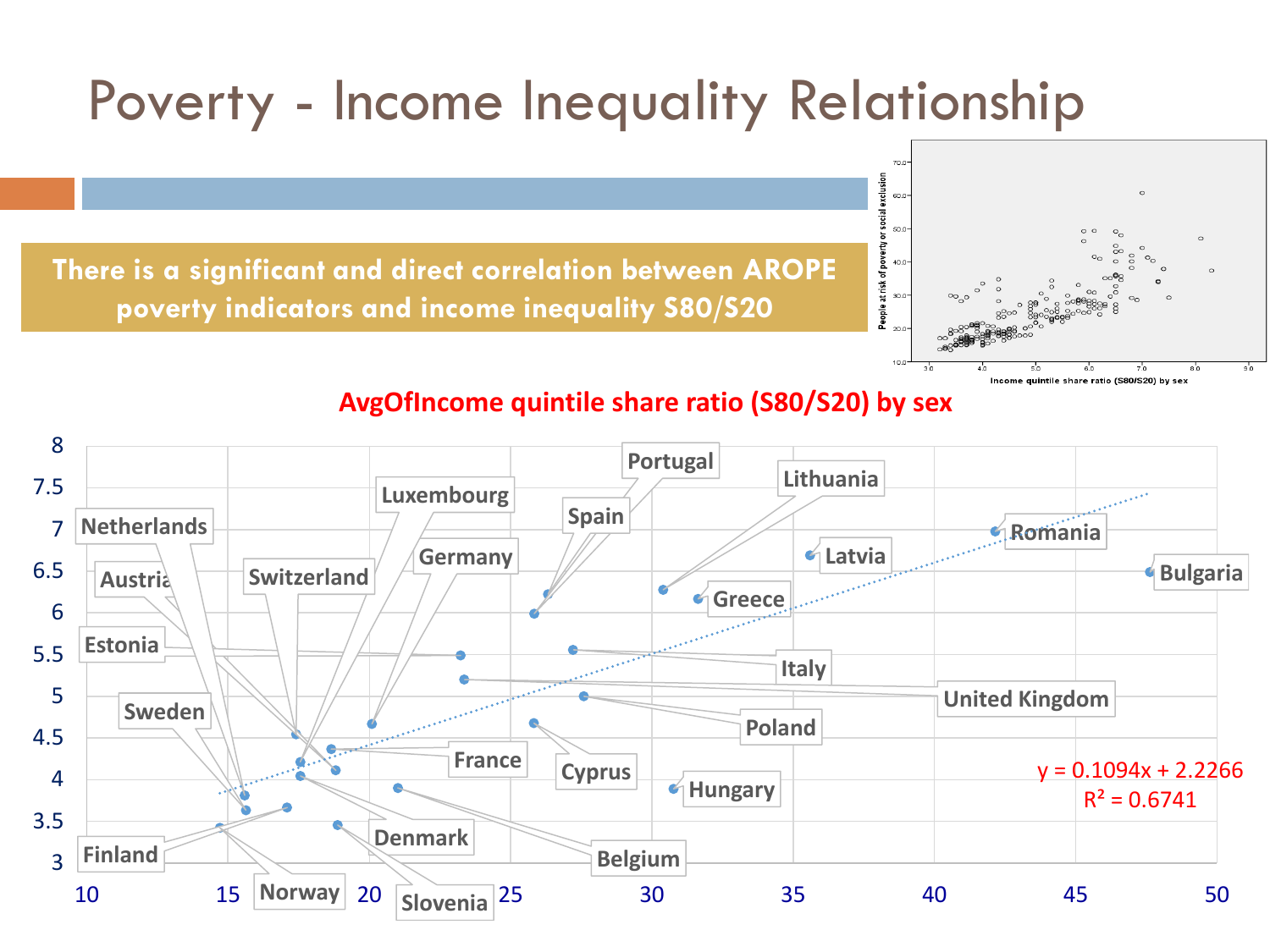# Poverty - Income Inequality Relationship

**There is a significant and direct correlation between AROPE poverty indicators and income inequality S80/S20**

**AvgOfIncome quintile share ratio (S80/S20) by sex**

$y = 0.1094x + 2.2266$

$R^2 = 0.6741$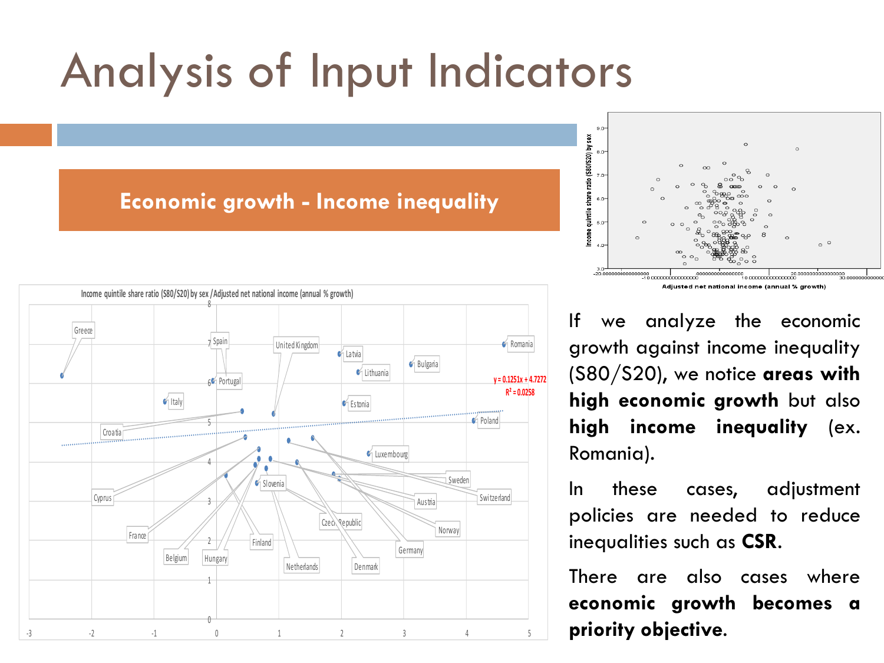# Analysis of Input Indicators

## Economic growth - Income inequality

Income quintile share ratio (S80/S20) by sex / Adjusted net national income (annual % growth)

$y = 0.1251x + 4.7272$

$R^2 = 0.0258$

If we analyze the economic growth against income inequality (S80/S20), we notice **areas with high economic growth** but also **high income inequality** (ex. Romania).

In these cases, adjustment policies are needed to reduce inequalities such as **CSR**.

There are also cases where **economic growth becomes a priority objective.**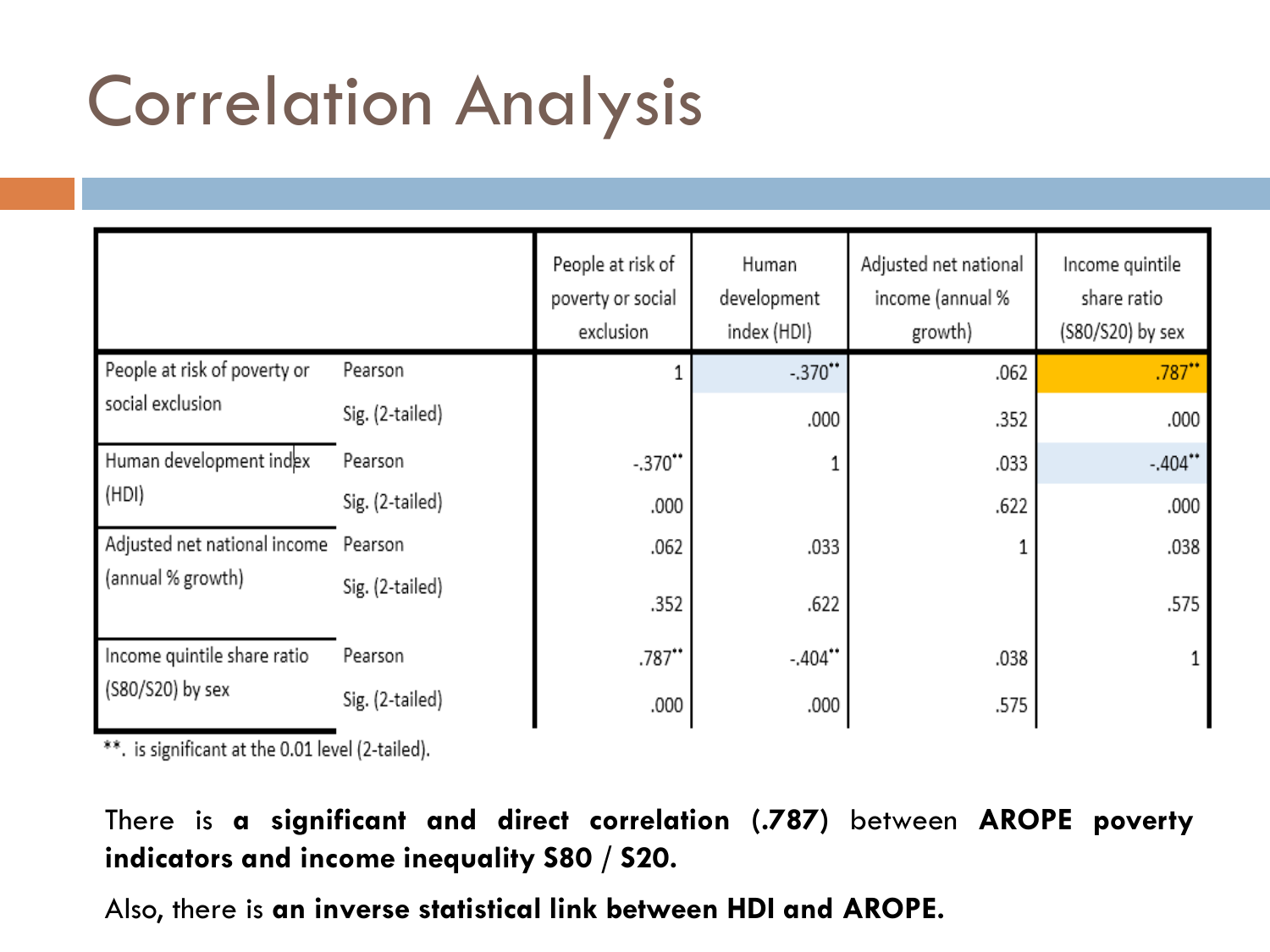# Correlation Analysis

| | | People at risk of poverty or social exclusion | Human development index (HDI) | Adjusted net national income (annual % growth) | Income quintile share ratio (S80/S20) by sex |
|---|---|---|---|---|---|
| People at risk of poverty or social exclusion | Pearson | 1 | -.370** | .062 | .787** |
| | Sig. (2-tailed) | | .000 | .352 | .000 |
| Human development index (HDI) | Pearson | -.370** | 1 | .033 | -.404** |
| | Sig. (2-tailed) | .000 | | .622 | .000 |
| Adjusted net national income (annual % growth) | Pearson | .062 | .033 | 1 | .038 |
| | Sig. (2-tailed) | .352 | .622 | | .575 |
| Income quintile share ratio (S80/S20) by sex | Pearson | .787** | -.404** | .038 | 1 |
| | Sig. (2-tailed) | .000 | .000 | .575 | |

**. is significant at the 0.01 level (2-tailed).

There is **a significant and direct correlation (.787)** between **AROPE poverty indicators and income inequality S80 / S20.**

Also, there is **an inverse statistical link between HDI and AROPE.**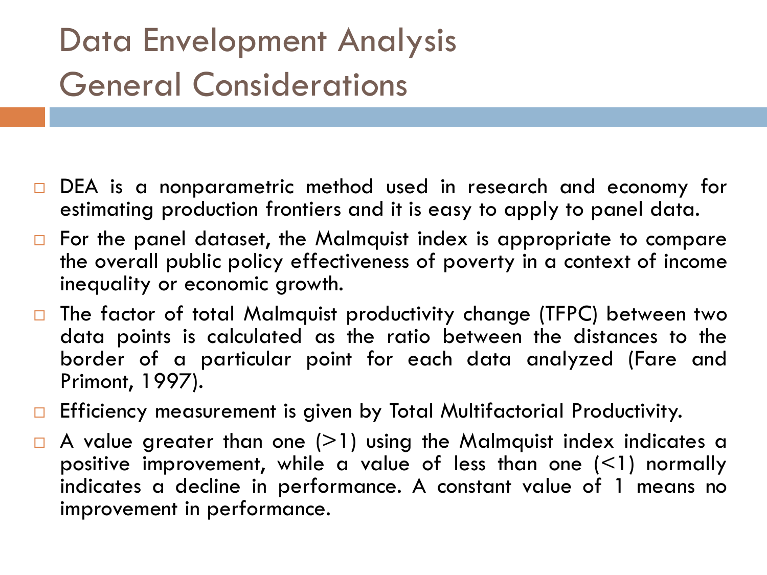# Data Envelopment Analysis General Considerations

- DEA is a nonparametric method used in research and economy for estimating production frontiers and it is easy to apply to panel data.
- For the panel dataset, the Malmquist index is appropriate to compare the overall public policy effectiveness of poverty in a context of income inequality or economic growth.
- The factor of total Malmquist productivity change (TFPC) between two data points is calculated as the ratio between the distances to the border of a particular point for each data analyzed (Fare and Primont, 1997).
- Efficiency measurement is given by Total Multifactorial Productivity.
- A value greater than one (>1) using the Malmquist index indicates a positive improvement, while a value of less than one (<1) normally indicates a decline in performance. A constant value of 1 means no improvement in performance.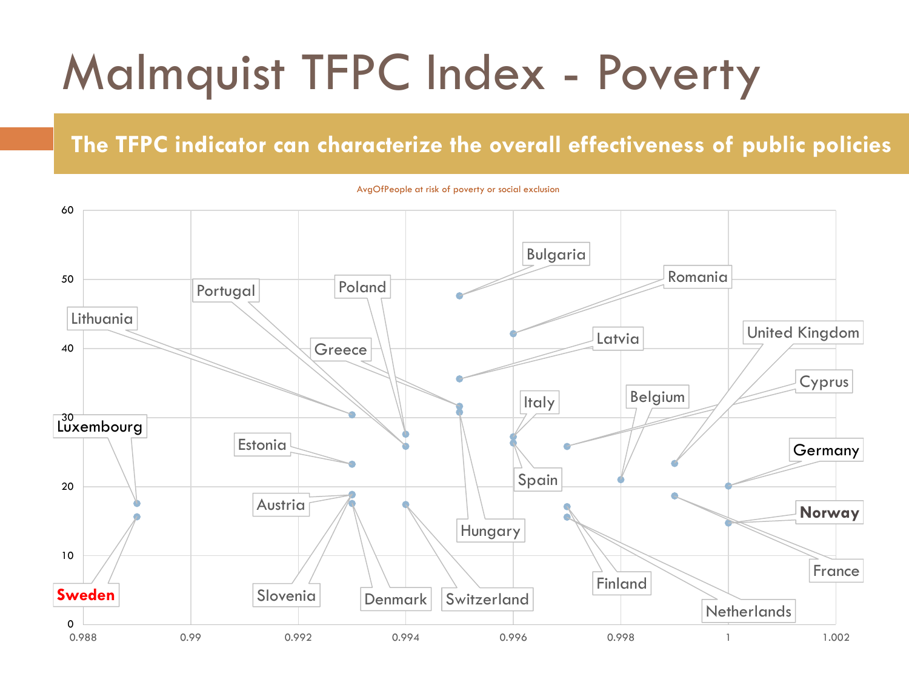# Malmquist TFPC Index - Poverty

**The TFPC indicator can characterize the overall effectiveness of public policies**

AvgOfPeople at risk of poverty or social exclusion

Countries labeled on the chart: Bulgaria, Romania, Portugal, Poland, Lithuania, Greece, Latvia, United Kingdom, Cyprus, Italy, Belgium, Luxembourg, Estonia, Germany, Spain, Austria, Norway, Hungary, Finland, France, Sweden, Slovenia, Denmark, Switzerland, Netherlands

Y-axis: 0, 10, 20, 30, 40, 50, 60

X-axis: 0.988, 0.99, 0.992, 0.994, 0.996, 0.998, 1, 1.002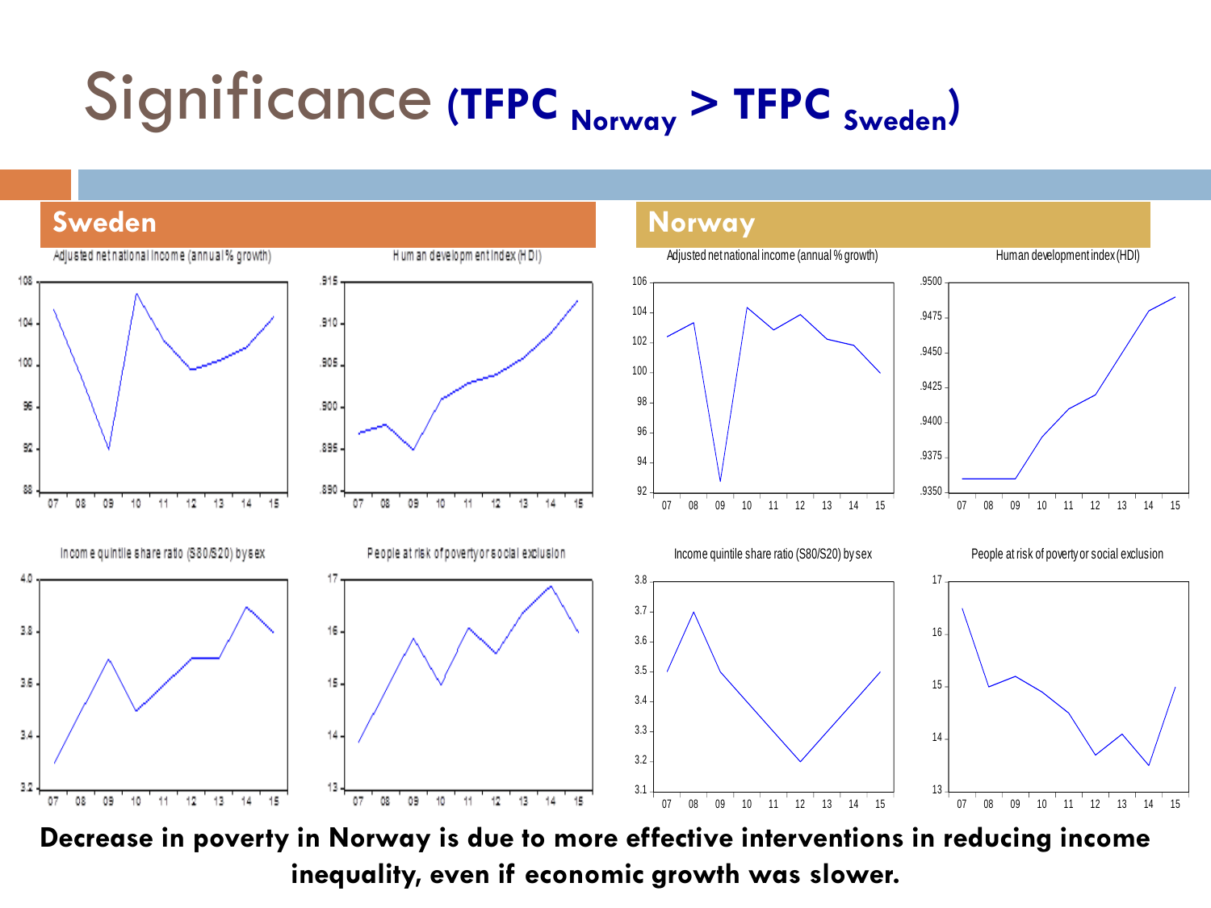# Significance (TFPC $_{Norway}$ > TFPC $_{Sweden}$)

## Sweden

Adjusted net national income (annual % growth)

Human development index (HDI)

Income quintile share ratio (S80/S20) by sex

People at risk of poverty or social exclusion

## Norway

Adjusted net national income (annual % growth)

Human development index (HDI)

Income quintile share ratio (S80/S20) by sex

People at risk of poverty or social exclusion

**Decrease in poverty in Norway is due to more effective interventions in reducing income inequality, even if economic growth was slower.**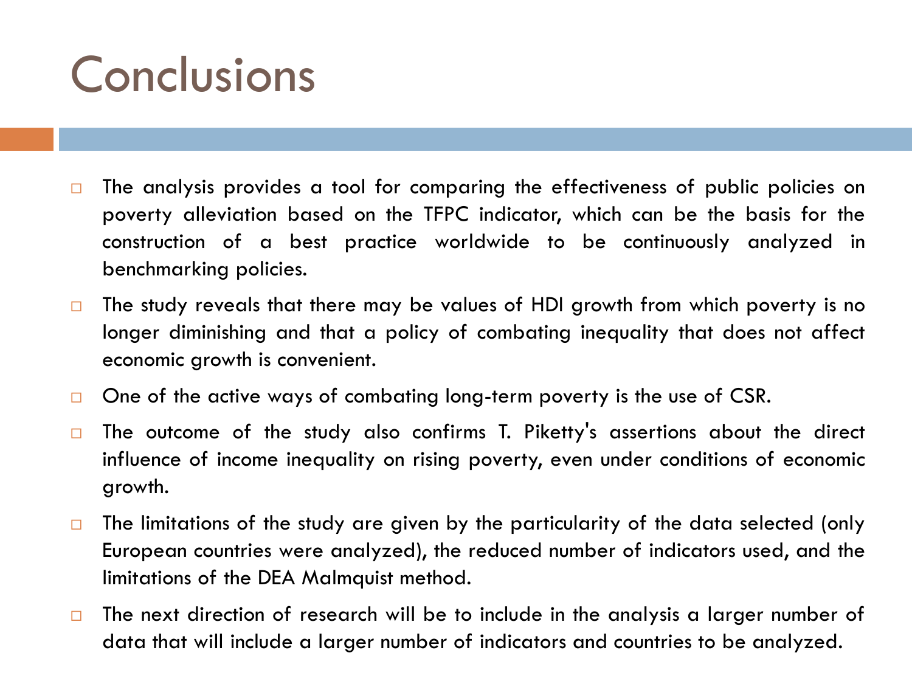# Conclusions

- The analysis provides a tool for comparing the effectiveness of public policies on poverty alleviation based on the TFPC indicator, which can be the basis for the construction of a best practice worldwide to be continuously analyzed in benchmarking policies.
- The study reveals that there may be values of HDI growth from which poverty is no longer diminishing and that a policy of combating inequality that does not affect economic growth is convenient.
- One of the active ways of combating long-term poverty is the use of CSR.
- The outcome of the study also confirms T. Piketty's assertions about the direct influence of income inequality on rising poverty, even under conditions of economic growth.
- The limitations of the study are given by the particularity of the data selected (only European countries were analyzed), the reduced number of indicators used, and the limitations of the DEA Malmquist method.
- The next direction of research will be to include in the analysis a larger number of data that will include a larger number of indicators and countries to be analyzed.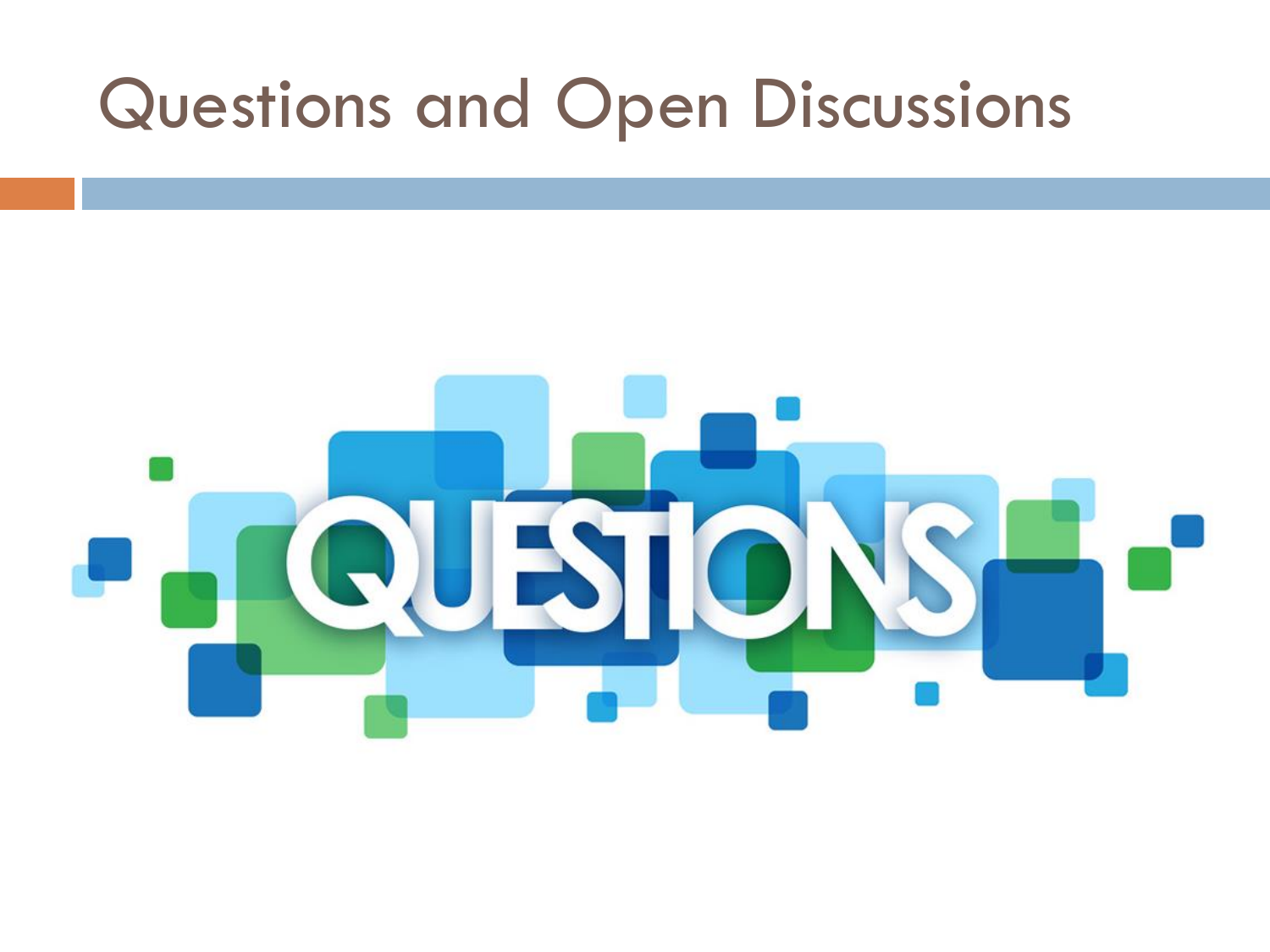# Questions and Open Discussions

QUESTIONS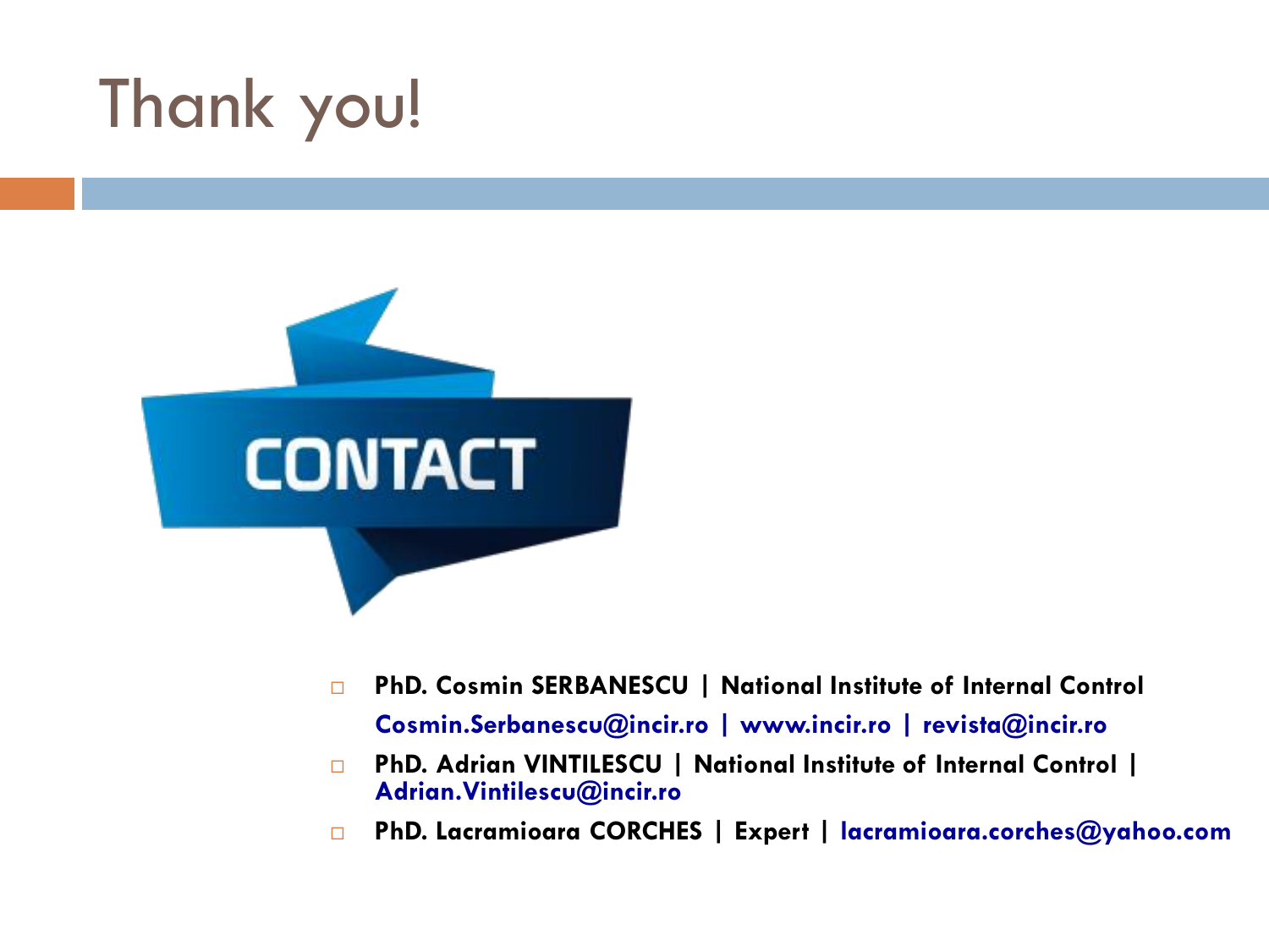# Thank you!

CONTACT

- **PhD. Cosmin SERBANESCU | National Institute of Internal Control**
  **Cosmin.Serbanescu@incir.ro | www.incir.ro | revista@incir.ro**
- **PhD. Adrian VINTILESCU | National Institute of Internal Control | Adrian.Vintilescu@incir.ro**
- **PhD. Lacramioara CORCHES | Expert | lacramioara.corches@yahoo.com**